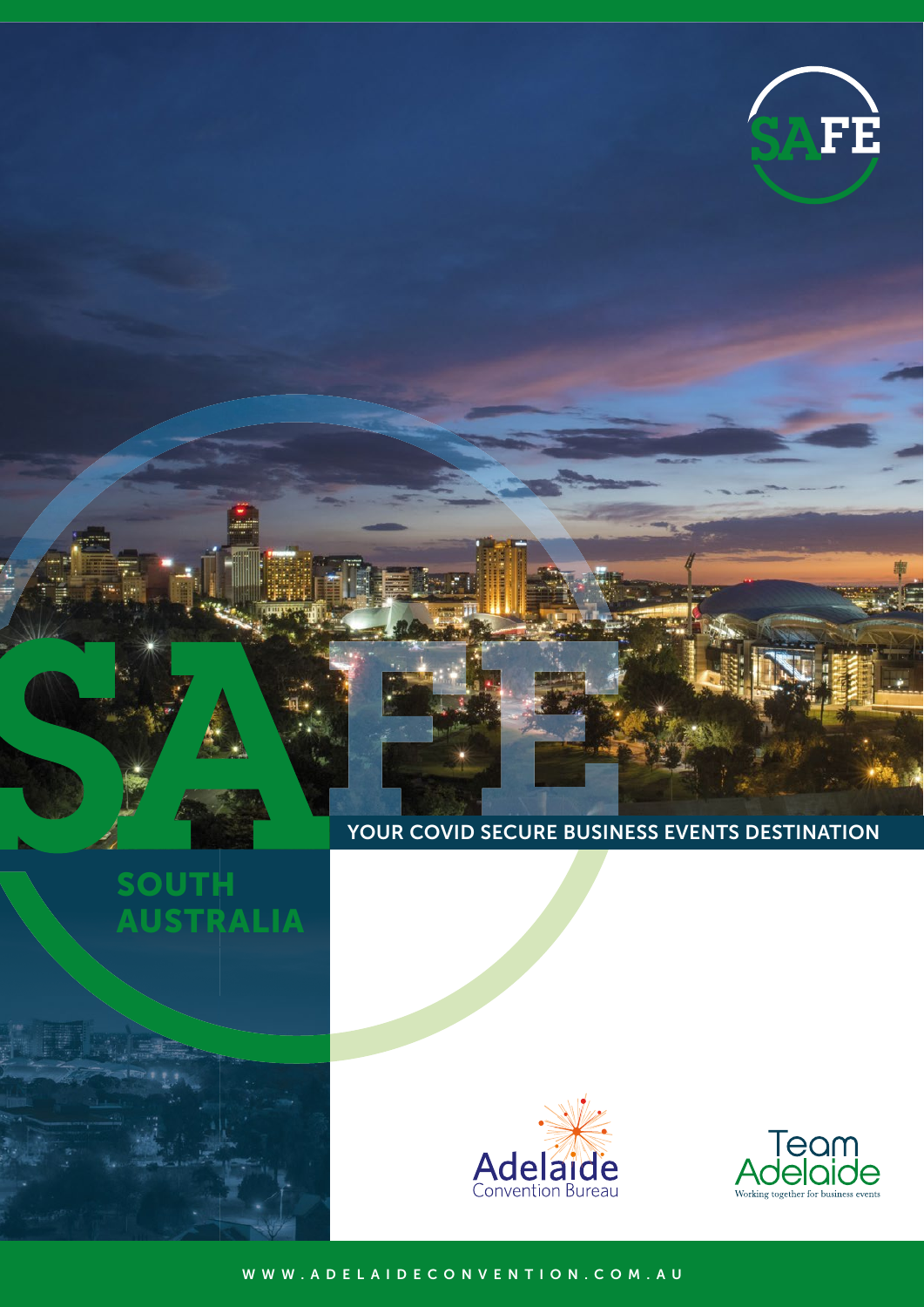# SAFE

## SOUTH AUSTRALIA

**YOUR COVID SECURE BUSINESS EVENTS DESTINATION**

Adelaide Convention Bureau

Team Adelaide
Working together for business events

WWW.ADELAIDECONVENTION.COM.AU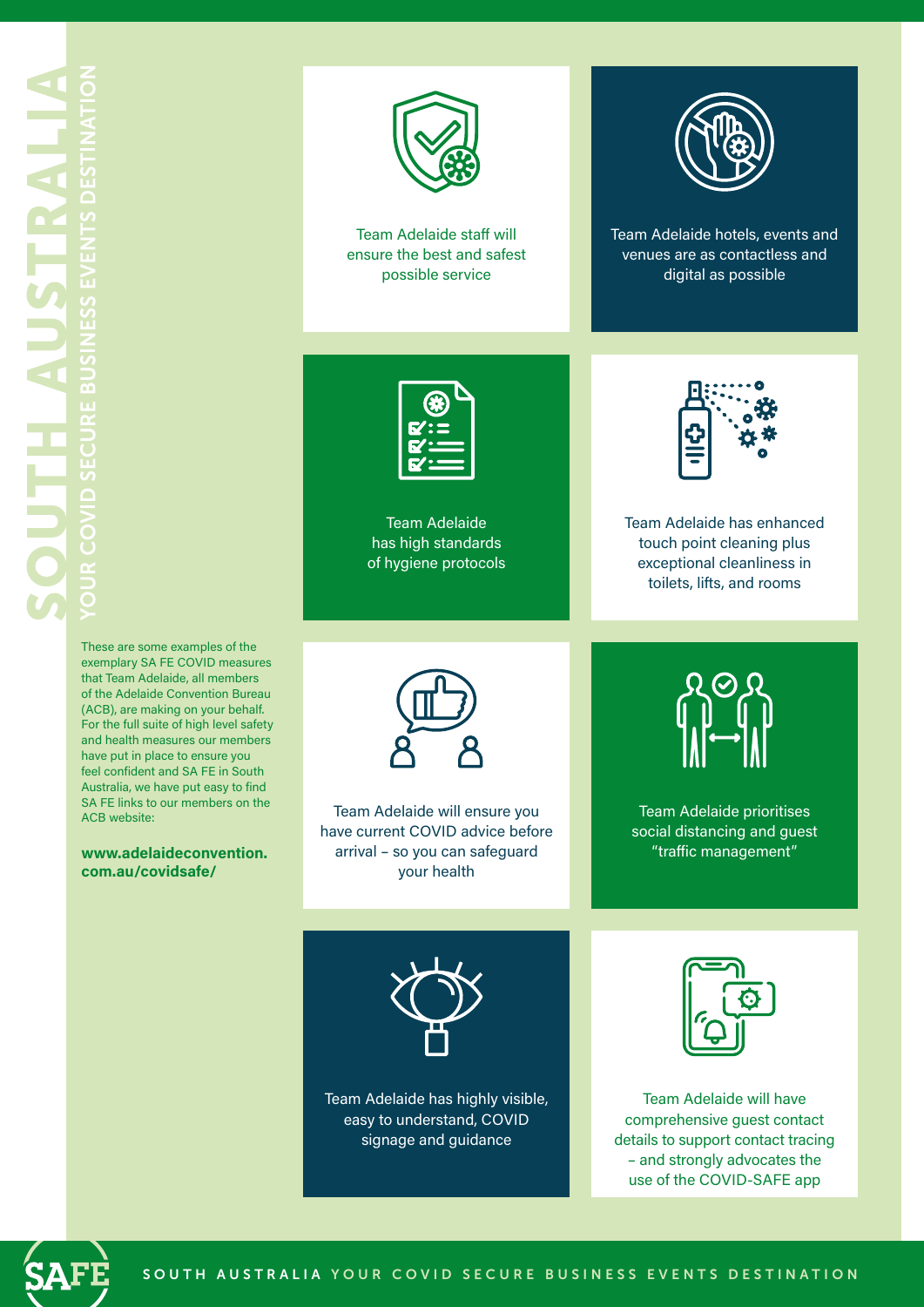# SOUTH AUSTRALIA

## YOUR COVID SECURE BUSINESS EVENTS DESTINATION

These are some examples of the exemplary SA FE COVID measures that Team Adelaide, all members of the Adelaide Convention Bureau (ACB), are making on your behalf. For the full suite of high level safety and health measures our members have put in place to ensure you feel confident and SA FE in South Australia, we have put easy to find SA FE links to our members on the ACB website:

**www.adelaideconvention.com.au/covidsafe/**

Team Adelaide staff will ensure the best and safest possible service

Team Adelaide hotels, events and venues are as contactless and digital as possible

Team Adelaide has high standards of hygiene protocols

Team Adelaide has enhanced touch point cleaning plus exceptional cleanliness in toilets, lifts, and rooms

Team Adelaide will ensure you have current COVID advice before arrival – so you can safeguard your health

Team Adelaide prioritises social distancing and guest "traffic management"

Team Adelaide has highly visible, easy to understand, COVID signage and guidance

Team Adelaide will have comprehensive guest contact details to support contact tracing – and strongly advocates the use of the COVID-SAFE app

SAFE

SOUTH AUSTRALIA YOUR COVID SECURE BUSINESS EVENTS DESTINATION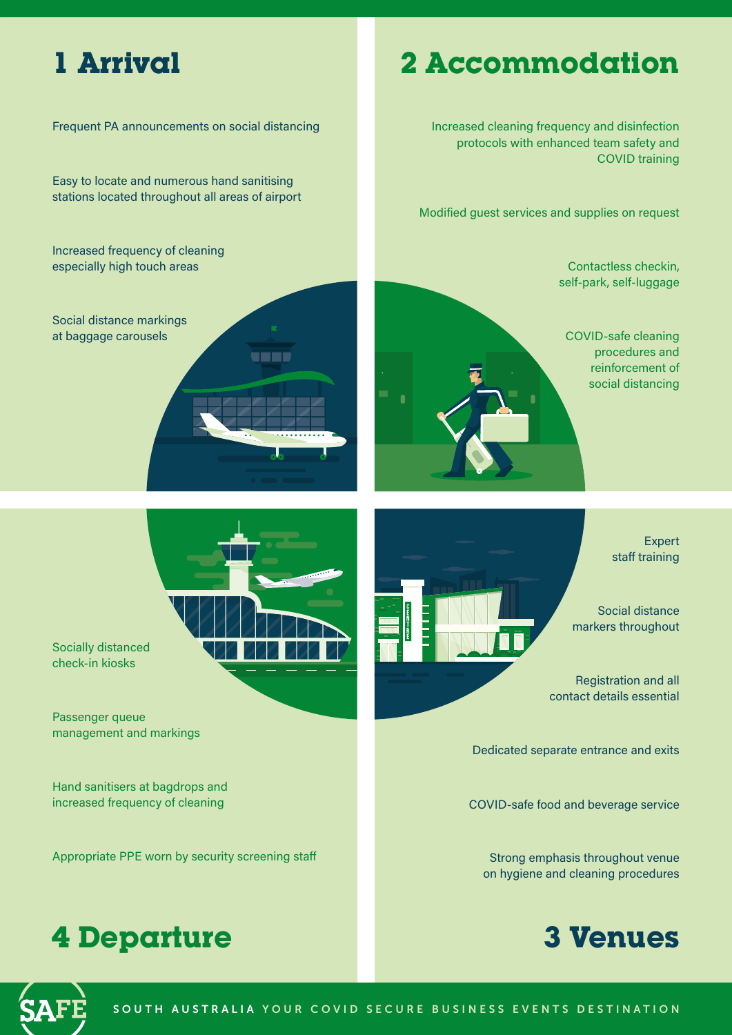## 1 Arrival

- Frequent PA announcements on social distancing
- Easy to locate and numerous hand sanitising stations located throughout all areas of airport
- Increased frequency of cleaning especially high touch areas
- Social distance markings at baggage carousels

## 2 Accommodation

- Increased cleaning frequency and disinfection protocols with enhanced team safety and COVID training
- Modified guest services and supplies on request
- Contactless checkin, self-park, self-luggage
- COVID-safe cleaning procedures and reinforcement of social distancing

## 3 Venues

- Expert staff training
- Social distance markers throughout
- Registration and all contact details essential
- Dedicated separate entrance and exits
- COVID-safe food and beverage service
- Strong emphasis throughout venue on hygiene and cleaning procedures

## 4 Departure

- Socially distanced check-in kiosks
- Passenger queue management and markings
- Hand sanitisers at bagdrops and increased frequency of cleaning
- Appropriate PPE worn by security screening staff

SAFE

SOUTH AUSTRALIA YOUR COVID SECURE BUSINESS EVENTS DESTINATION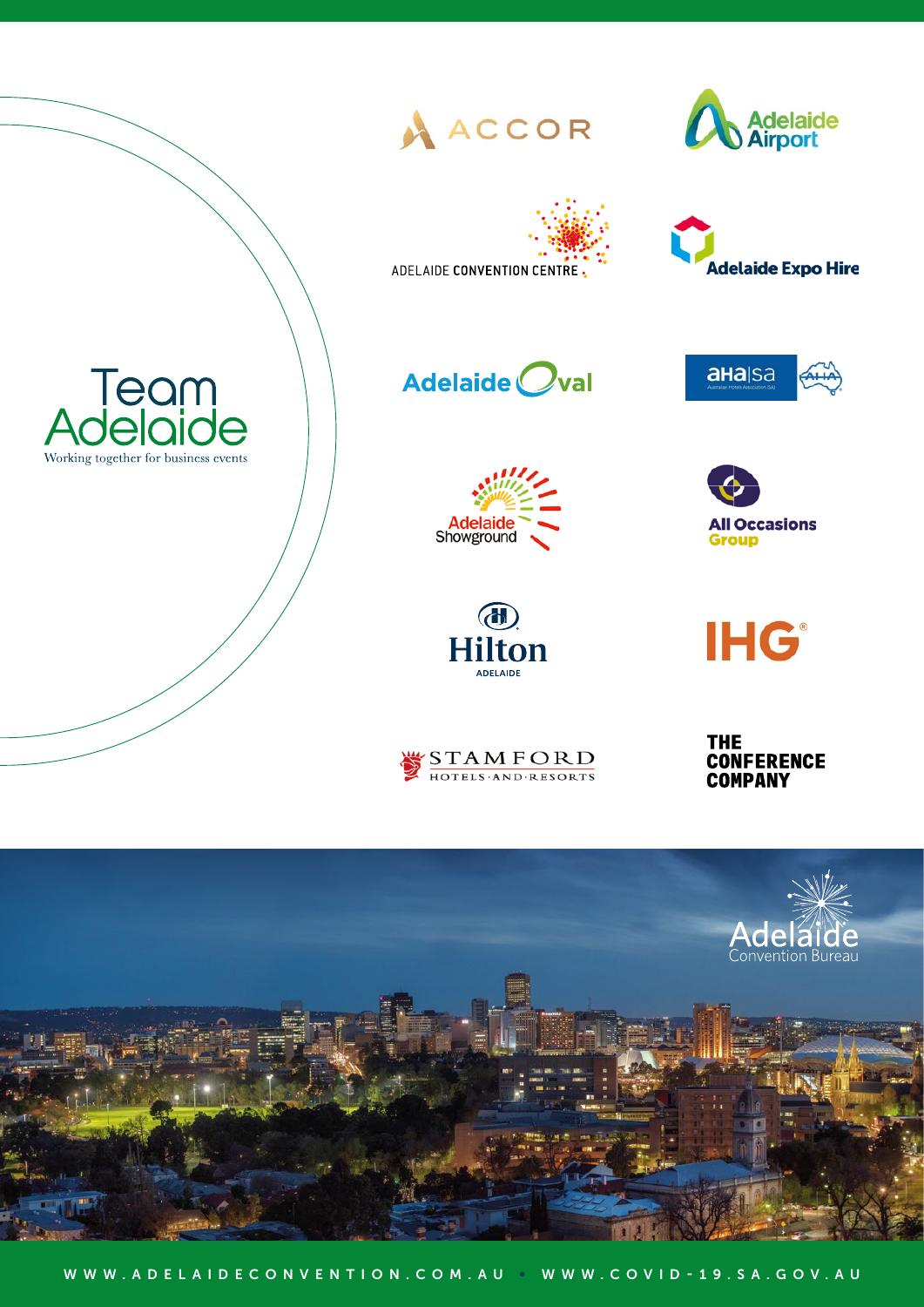# Team Adelaide

Working together for business events

ACCOR

Adelaide Airport

ADELAIDE CONVENTION CENTRE

Adelaide Expo Hire

Adelaide Oval

aHa|sa

Adelaide Showground

All Occasions Group

Hilton ADELAIDE

IHG

STAMFORD HOTELS·AND·RESORTS

THE CONFERENCE COMPANY

Adelaide Convention Bureau

WWW.ADELAIDECONVENTION.COM.AU • WWW.COVID-19.SA.GOV.AU